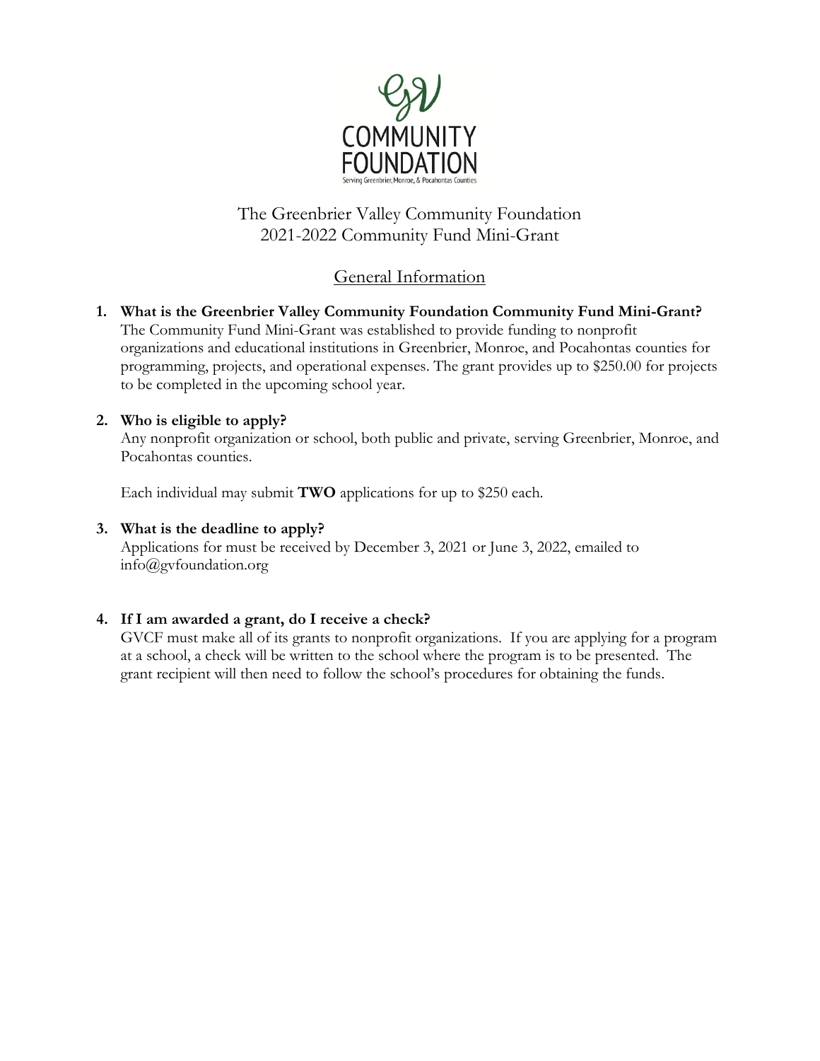# The Greenbrier Valley Community Foundation
# 2021-2022 Community Fund Mini-Grant

## General Information

1. **What is the Greenbrier Valley Community Foundation Community Fund Mini-Grant?**
   The Community Fund Mini-Grant was established to provide funding to nonprofit organizations and educational institutions in Greenbrier, Monroe, and Pocahontas counties for programming, projects, and operational expenses. The grant provides up to $250.00 for projects to be completed in the upcoming school year.

2. **Who is eligible to apply?**
   Any nonprofit organization or school, both public and private, serving Greenbrier, Monroe, and Pocahontas counties.

   Each individual may submit **TWO** applications for up to $250 each.

3. **What is the deadline to apply?**
   Applications for must be received by December 3, 2021 or June 3, 2022, emailed to info@gvfoundation.org

4. **If I am awarded a grant, do I receive a check?**
   GVCF must make all of its grants to nonprofit organizations. If you are applying for a program at a school, a check will be written to the school where the program is to be presented. The grant recipient will then need to follow the school's procedures for obtaining the funds.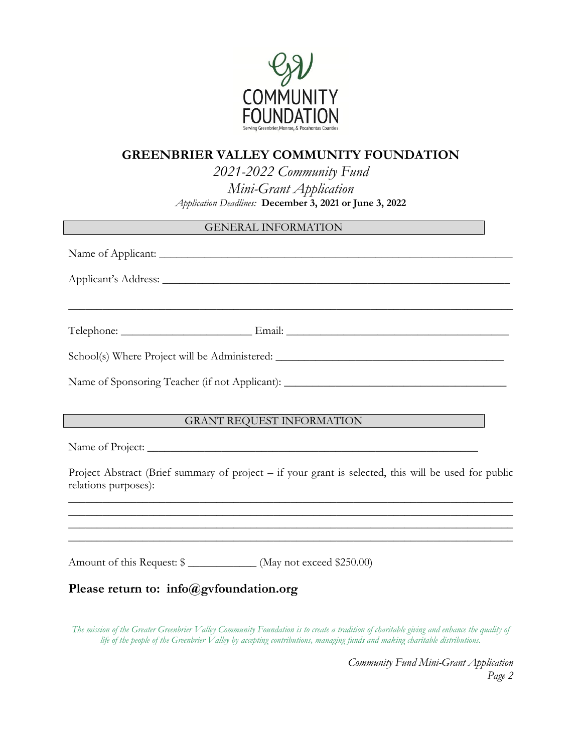# GREENBRIER VALLEY COMMUNITY FOUNDATION

*2021-2022 Community Fund*

*Mini-Grant Application*

*Application Deadlines:* **December 3, 2021 or June 3, 2022**

## GENERAL INFORMATION

Name of Applicant: ______________________________________________________________

Applicant's Address: ____________________________________________________________

_______________________________________________________________________________

Telephone: ______________________ Email: ______________________________________

School(s) Where Project will be Administered: _____________________________________

Name of Sponsoring Teacher (if not Applicant): ____________________________________

## GRANT REQUEST INFORMATION

Name of Project: _______________________________________________________

Project Abstract (Brief summary of project – if your grant is selected, this will be used for public relations purposes):

_______________________________________________________________________________

_______________________________________________________________________________

_______________________________________________________________________________

_______________________________________________________________________________

Amount of this Request: $ ____________ (May not exceed $250.00)

## Please return to: info@gvfoundation.org

*The mission of the Greater Greenbrier Valley Community Foundation is to create a tradition of charitable giving and enhance the quality of life of the people of the Greenbrier Valley by accepting contributions, managing funds and making charitable distributions.*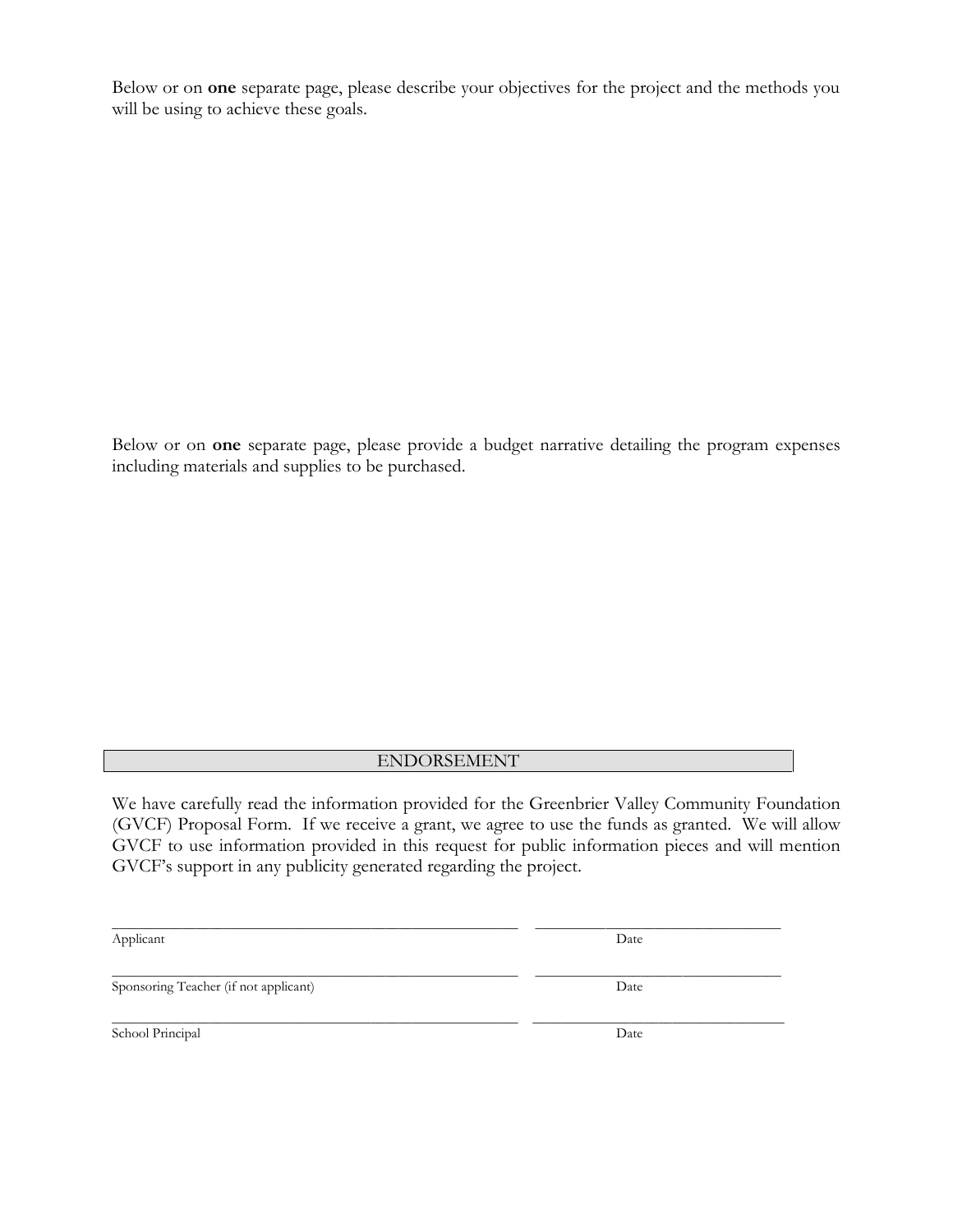Below or on **one** separate page, please describe your objectives for the project and the methods you will be using to achieve these goals.

Below or on **one** separate page, please provide a budget narrative detailing the program expenses including materials and supplies to be purchased.

## ENDORSEMENT

We have carefully read the information provided for the Greenbrier Valley Community Foundation (GVCF) Proposal Form. If we receive a grant, we agree to use the funds as granted. We will allow GVCF to use information provided in this request for public information pieces and will mention GVCF's support in any publicity generated regarding the project.

_______________________________________________ ______________________________

Applicant Date

_______________________________________________ ______________________________

Sponsoring Teacher (if not applicant) Date

_______________________________________________ ______________________________

School Principal Date